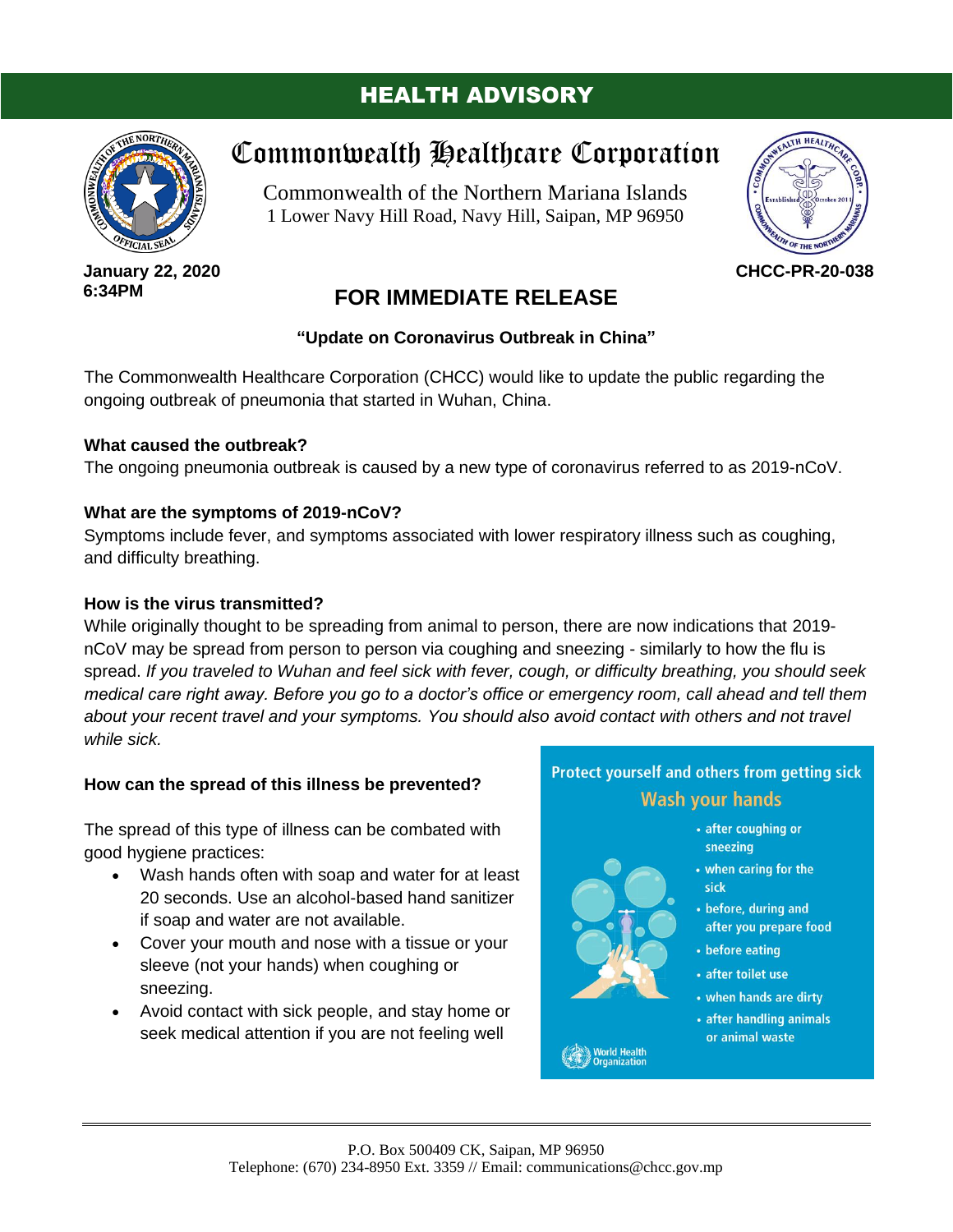# HEALTH ADVISORY

## Commonwealth Healthcare Corporation

Commonwealth of the Northern Mariana Islands
1 Lower Navy Hill Road, Navy Hill, Saipan, MP 96950

**January 22, 2020**
**6:34PM**

**CHCC-PR-20-038**

## FOR IMMEDIATE RELEASE

### "Update on Coronavirus Outbreak in China"

The Commonwealth Healthcare Corporation (CHCC) would like to update the public regarding the ongoing outbreak of pneumonia that started in Wuhan, China.

**What caused the outbreak?**
The ongoing pneumonia outbreak is caused by a new type of coronavirus referred to as 2019-nCoV.

**What are the symptoms of 2019-nCoV?**
Symptoms include fever, and symptoms associated with lower respiratory illness such as coughing, and difficulty breathing.

**How is the virus transmitted?**
While originally thought to be spreading from animal to person, there are now indications that 2019-nCoV may be spread from person to person via coughing and sneezing - similarly to how the flu is spread. *If you traveled to Wuhan and feel sick with fever, cough, or difficulty breathing, you should seek medical care right away. Before you go to a doctor's office or emergency room, call ahead and tell them about your recent travel and your symptoms. You should also avoid contact with others and not travel while sick.*

**How can the spread of this illness be prevented?**

The spread of this type of illness can be combated with good hygiene practices:

- Wash hands often with soap and water for at least 20 seconds. Use an alcohol-based hand sanitizer if soap and water are not available.
- Cover your mouth and nose with a tissue or your sleeve (not your hands) when coughing or sneezing.
- Avoid contact with sick people, and stay home or seek medical attention if you are not feeling well

**Protect yourself and others from getting sick**

**Wash your hands**

- after coughing or sneezing
- when caring for the sick
- before, during and after you prepare food
- before eating
- after toilet use
- when hands are dirty
- after handling animals or animal waste

World Health Organization

P.O. Box 500409 CK, Saipan, MP 96950
Telephone: (670) 234-8950 Ext. 3359 // Email: communications@chcc.gov.mp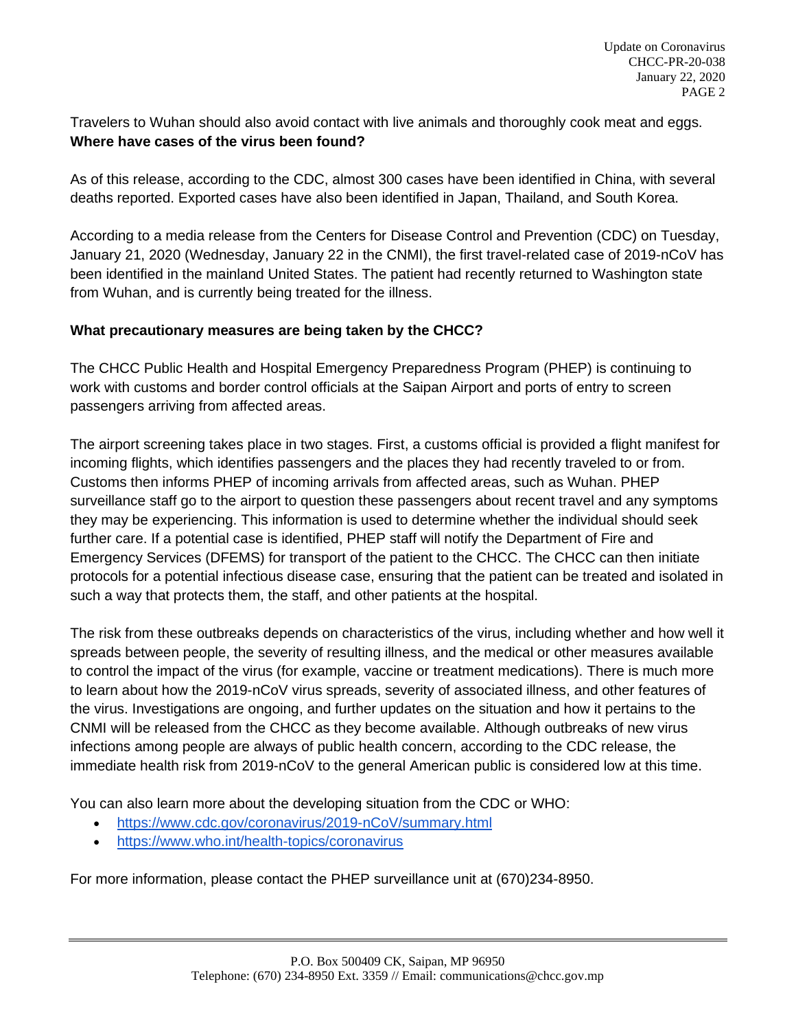Travelers to Wuhan should also avoid contact with live animals and thoroughly cook meat and eggs.

**Where have cases of the virus been found?**

As of this release, according to the CDC, almost 300 cases have been identified in China, with several deaths reported. Exported cases have also been identified in Japan, Thailand, and South Korea.

According to a media release from the Centers for Disease Control and Prevention (CDC) on Tuesday, January 21, 2020 (Wednesday, January 22 in the CNMI), the first travel-related case of 2019-nCoV has been identified in the mainland United States. The patient had recently returned to Washington state from Wuhan, and is currently being treated for the illness.

**What precautionary measures are being taken by the CHCC?**

The CHCC Public Health and Hospital Emergency Preparedness Program (PHEP) is continuing to work with customs and border control officials at the Saipan Airport and ports of entry to screen passengers arriving from affected areas.

The airport screening takes place in two stages. First, a customs official is provided a flight manifest for incoming flights, which identifies passengers and the places they had recently traveled to or from. Customs then informs PHEP of incoming arrivals from affected areas, such as Wuhan. PHEP surveillance staff go to the airport to question these passengers about recent travel and any symptoms they may be experiencing. This information is used to determine whether the individual should seek further care. If a potential case is identified, PHEP staff will notify the Department of Fire and Emergency Services (DFEMS) for transport of the patient to the CHCC. The CHCC can then initiate protocols for a potential infectious disease case, ensuring that the patient can be treated and isolated in such a way that protects them, the staff, and other patients at the hospital.

The risk from these outbreaks depends on characteristics of the virus, including whether and how well it spreads between people, the severity of resulting illness, and the medical or other measures available to control the impact of the virus (for example, vaccine or treatment medications). There is much more to learn about how the 2019-nCoV virus spreads, severity of associated illness, and other features of the virus. Investigations are ongoing, and further updates on the situation and how it pertains to the CNMI will be released from the CHCC as they become available. Although outbreaks of new virus infections among people are always of public health concern, according to the CDC release, the immediate health risk from 2019-nCoV to the general American public is considered low at this time.

You can also learn more about the developing situation from the CDC or WHO:

- https://www.cdc.gov/coronavirus/2019-nCoV/summary.html
- https://www.who.int/health-topics/coronavirus

For more information, please contact the PHEP surveillance unit at (670)234-8950.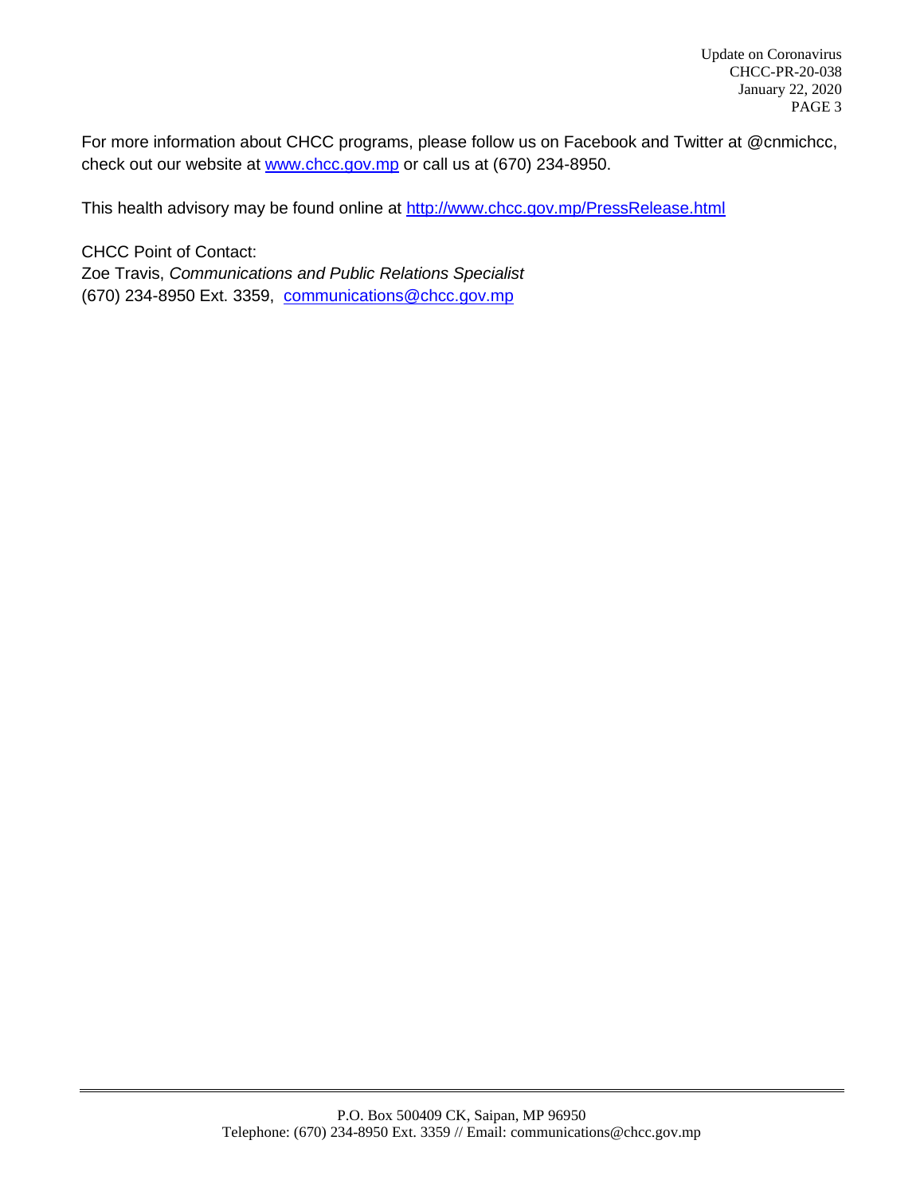For more information about CHCC programs, please follow us on Facebook and Twitter at @cnmichcc, check out our website at www.chcc.gov.mp or call us at (670) 234-8950.

This health advisory may be found online at http://www.chcc.gov.mp/PressRelease.html

CHCC Point of Contact:
Zoe Travis, *Communications and Public Relations Specialist*
(670) 234-8950 Ext. 3359, communications@chcc.gov.mp